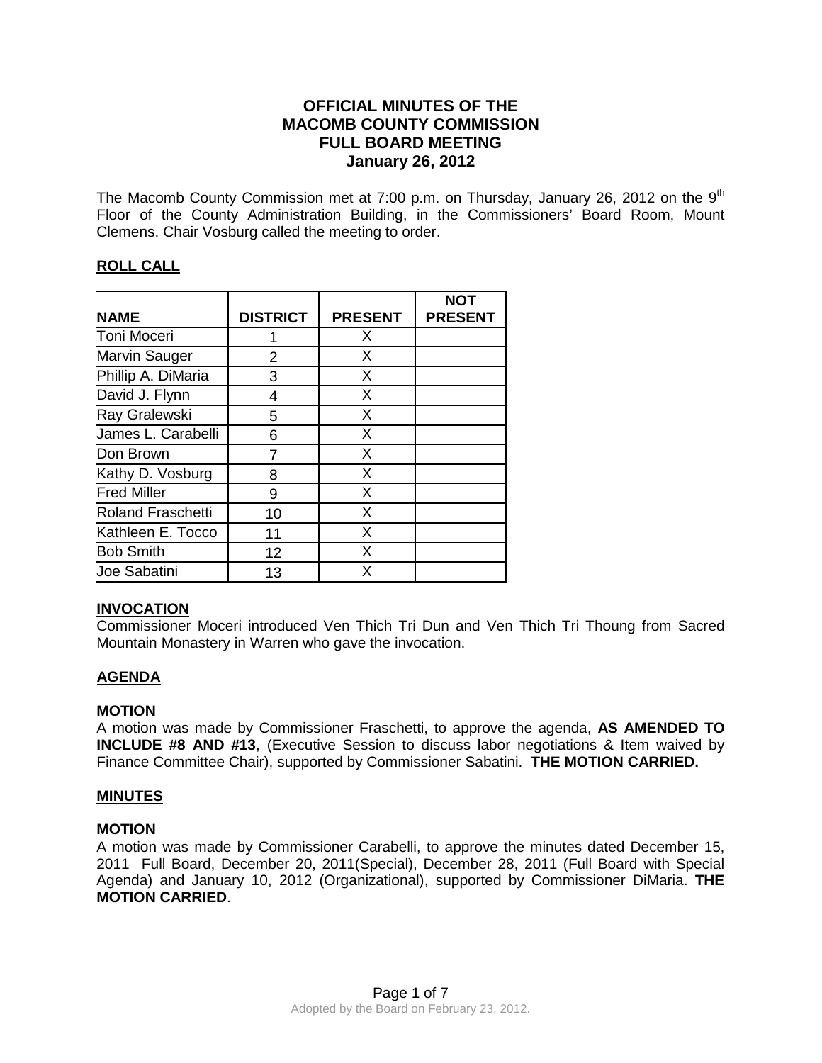# OFFICIAL MINUTES OF THE MACOMB COUNTY COMMISSION FULL BOARD MEETING January 26, 2012

The Macomb County Commission met at 7:00 p.m. on Thursday, January 26, 2012 on the 9th Floor of the County Administration Building, in the Commissioners' Board Room, Mount Clemens. Chair Vosburg called the meeting to order.

## ROLL CALL

| NAME | DISTRICT | PRESENT | NOT PRESENT |
|---|---|---|---|
| Toni Moceri | 1 | X | |
| Marvin Sauger | 2 | X | |
| Phillip A. DiMaria | 3 | X | |
| David J. Flynn | 4 | X | |
| Ray Gralewski | 5 | X | |
| James L. Carabelli | 6 | X | |
| Don Brown | 7 | X | |
| Kathy D. Vosburg | 8 | X | |
| Fred Miller | 9 | X | |
| Roland Fraschetti | 10 | X | |
| Kathleen E. Tocco | 11 | X | |
| Bob Smith | 12 | X | |
| Joe Sabatini | 13 | X | |

## INVOCATION

Commissioner Moceri introduced Ven Thich Tri Dun and Ven Thich Tri Thoung from Sacred Mountain Monastery in Warren who gave the invocation.

## AGENDA

### MOTION

A motion was made by Commissioner Fraschetti, to approve the agenda, **AS AMENDED TO INCLUDE #8 AND #13**, (Executive Session to discuss labor negotiations & Item waived by Finance Committee Chair), supported by Commissioner Sabatini. **THE MOTION CARRIED.**

## MINUTES

### MOTION

A motion was made by Commissioner Carabelli, to approve the minutes dated December 15, 2011 Full Board, December 20, 2011(Special), December 28, 2011 (Full Board with Special Agenda) and January 10, 2012 (Organizational), supported by Commissioner DiMaria. **THE MOTION CARRIED**.

Adopted by the Board on February 23, 2012.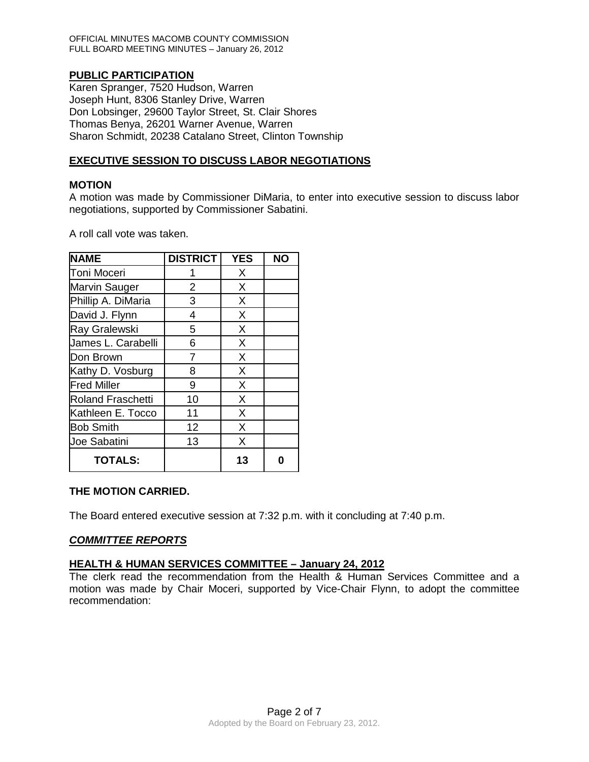**PUBLIC PARTICIPATION**

Karen Spranger, 7520 Hudson, Warren
Joseph Hunt, 8306 Stanley Drive, Warren
Don Lobsinger, 29600 Taylor Street, St. Clair Shores
Thomas Benya, 26201 Warner Avenue, Warren
Sharon Schmidt, 20238 Catalano Street, Clinton Township

**EXECUTIVE SESSION TO DISCUSS LABOR NEGOTIATIONS**

**MOTION**

A motion was made by Commissioner DiMaria, to enter into executive session to discuss labor negotiations, supported by Commissioner Sabatini.

A roll call vote was taken.

| NAME | DISTRICT | YES | NO |
|---|---|---|---|
| Toni Moceri | 1 | X | |
| Marvin Sauger | 2 | X | |
| Phillip A. DiMaria | 3 | X | |
| David J. Flynn | 4 | X | |
| Ray Gralewski | 5 | X | |
| James L. Carabelli | 6 | X | |
| Don Brown | 7 | X | |
| Kathy D. Vosburg | 8 | X | |
| Fred Miller | 9 | X | |
| Roland Fraschetti | 10 | X | |
| Kathleen E. Tocco | 11 | X | |
| Bob Smith | 12 | X | |
| Joe Sabatini | 13 | X | |
| **TOTALS:** | | **13** | **0** |

**THE MOTION CARRIED.**

The Board entered executive session at 7:32 p.m. with it concluding at 7:40 p.m.

***COMMITTEE REPORTS***

**HEALTH & HUMAN SERVICES COMMITTEE – January 24, 2012**

The clerk read the recommendation from the Health & Human Services Committee and a motion was made by Chair Moceri, supported by Vice-Chair Flynn, to adopt the committee recommendation: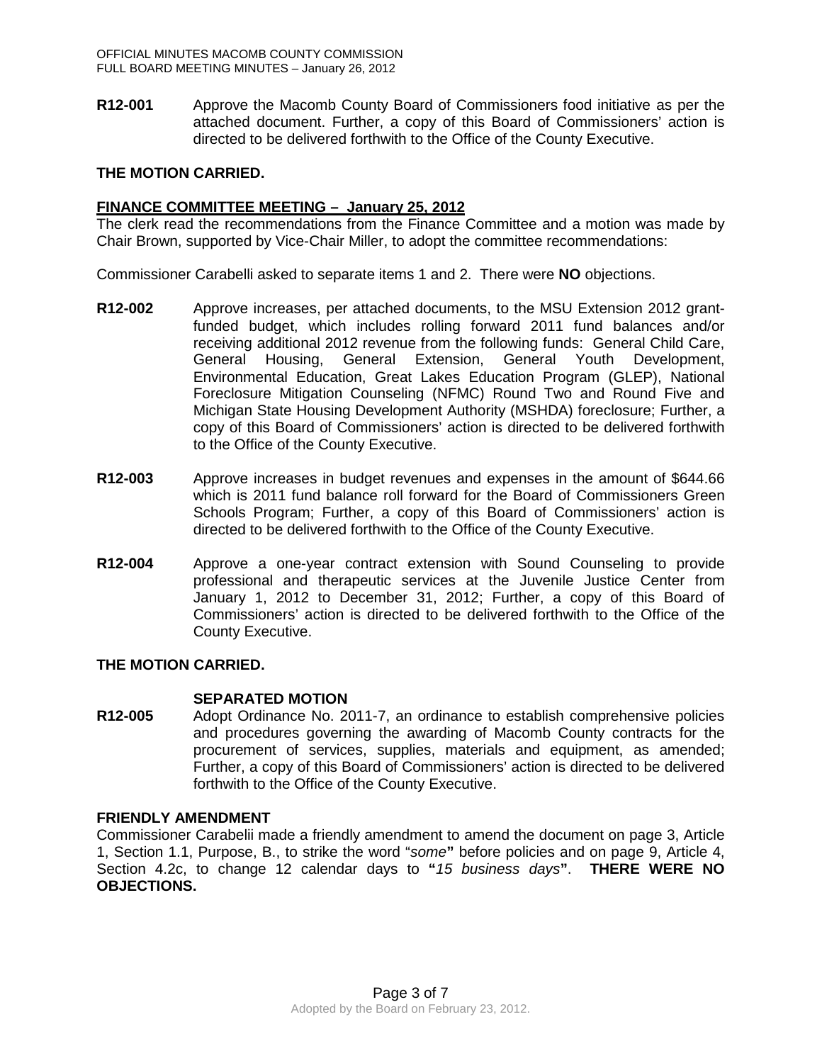**R12-001** Approve the Macomb County Board of Commissioners food initiative as per the attached document. Further, a copy of this Board of Commissioners' action is directed to be delivered forthwith to the Office of the County Executive.

**THE MOTION CARRIED.**

**FINANCE COMMITTEE MEETING – January 25, 2012**

The clerk read the recommendations from the Finance Committee and a motion was made by Chair Brown, supported by Vice-Chair Miller, to adopt the committee recommendations:

Commissioner Carabelli asked to separate items 1 and 2. There were **NO** objections.

**R12-002** Approve increases, per attached documents, to the MSU Extension 2012 grant-funded budget, which includes rolling forward 2011 fund balances and/or receiving additional 2012 revenue from the following funds: General Child Care, General Housing, General Extension, General Youth Development, Environmental Education, Great Lakes Education Program (GLEP), National Foreclosure Mitigation Counseling (NFMC) Round Two and Round Five and Michigan State Housing Development Authority (MSHDA) foreclosure; Further, a copy of this Board of Commissioners' action is directed to be delivered forthwith to the Office of the County Executive.

**R12-003** Approve increases in budget revenues and expenses in the amount of $644.66 which is 2011 fund balance roll forward for the Board of Commissioners Green Schools Program; Further, a copy of this Board of Commissioners' action is directed to be delivered forthwith to the Office of the County Executive.

**R12-004** Approve a one-year contract extension with Sound Counseling to provide professional and therapeutic services at the Juvenile Justice Center from January 1, 2012 to December 31, 2012; Further, a copy of this Board of Commissioners' action is directed to be delivered forthwith to the Office of the County Executive.

**THE MOTION CARRIED.**

**SEPARATED MOTION**

**R12-005** Adopt Ordinance No. 2011-7, an ordinance to establish comprehensive policies and procedures governing the awarding of Macomb County contracts for the procurement of services, supplies, materials and equipment, as amended; Further, a copy of this Board of Commissioners' action is directed to be delivered forthwith to the Office of the County Executive.

**FRIENDLY AMENDMENT**

Commissioner Carabelii made a friendly amendment to amend the document on page 3, Article 1, Section 1.1, Purpose, B., to strike the word "*some*" before policies and on page 9, Article 4, Section 4.2c, to change 12 calendar days to "*15 business days*". **THERE WERE NO OBJECTIONS.**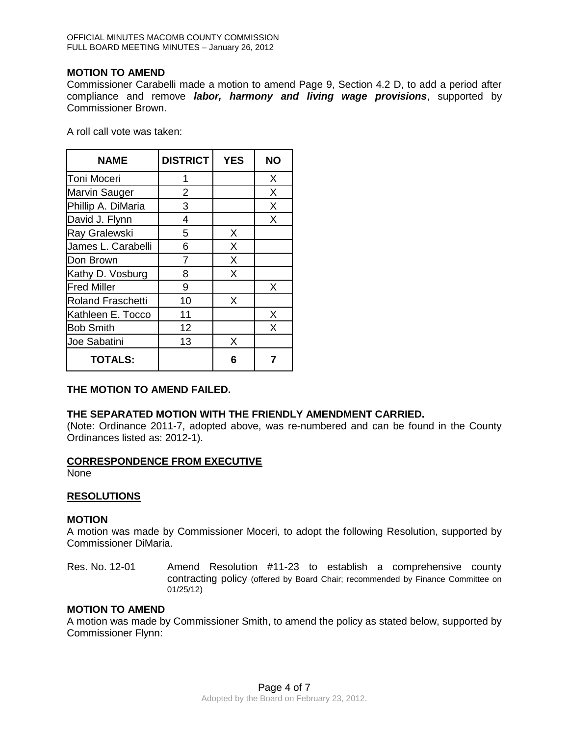**MOTION TO AMEND**

Commissioner Carabelli made a motion to amend Page 9, Section 4.2 D, to add a period after compliance and remove ***labor, harmony and living wage provisions***, supported by Commissioner Brown.

A roll call vote was taken:

| NAME | DISTRICT | YES | NO |
|---|---|---|---|
| Toni Moceri | 1 | | X |
| Marvin Sauger | 2 | | X |
| Phillip A. DiMaria | 3 | | X |
| David J. Flynn | 4 | | X |
| Ray Gralewski | 5 | X | |
| James L. Carabelli | 6 | X | |
| Don Brown | 7 | X | |
| Kathy D. Vosburg | 8 | X | |
| Fred Miller | 9 | | X |
| Roland Fraschetti | 10 | X | |
| Kathleen E. Tocco | 11 | | X |
| Bob Smith | 12 | | X |
| Joe Sabatini | 13 | X | |
| **TOTALS:** | | **6** | **7** |

**THE MOTION TO AMEND FAILED.**

**THE SEPARATED MOTION WITH THE FRIENDLY AMENDMENT CARRIED.**

(Note: Ordinance 2011-7, adopted above, was re-numbered and can be found in the County Ordinances listed as: 2012-1).

**CORRESPONDENCE FROM EXECUTIVE**

None

**RESOLUTIONS**

**MOTION**

A motion was made by Commissioner Moceri, to adopt the following Resolution, supported by Commissioner DiMaria.

Res. No. 12-01 Amend Resolution #11-23 to establish a comprehensive county contracting policy (offered by Board Chair; recommended by Finance Committee on 01/25/12)

**MOTION TO AMEND**

A motion was made by Commissioner Smith, to amend the policy as stated below, supported by Commissioner Flynn: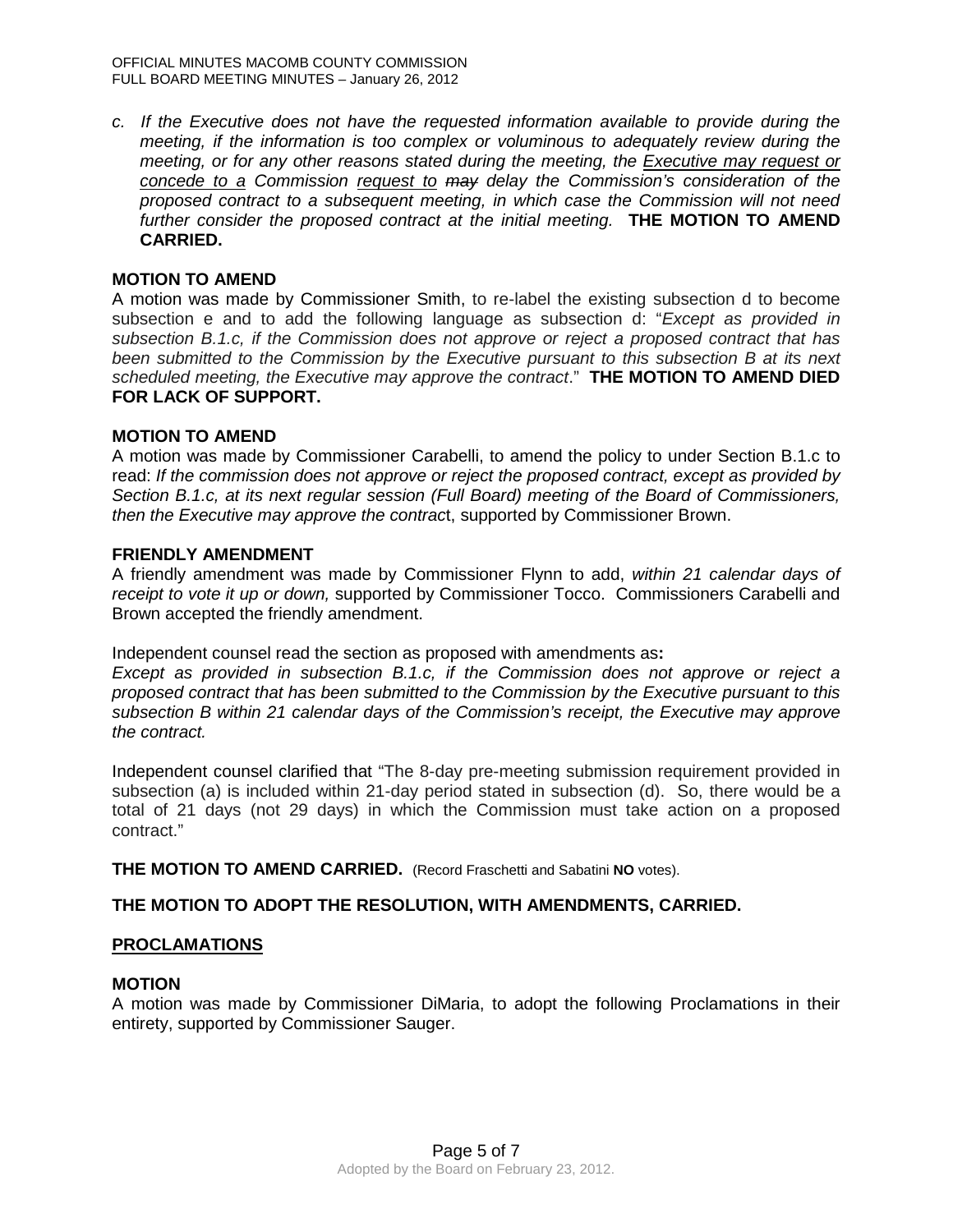*c. If the Executive does not have the requested information available to provide during the meeting, if the information is too complex or voluminous to adequately review during the meeting, or for any other reasons stated during the meeting, the <u>Executive may request or concede to a</u> Commission <u>request to</u> ~~may~~ delay the Commission's consideration of the proposed contract to a subsequent meeting, in which case the Commission will not need further consider the proposed contract at the initial meeting.* **THE MOTION TO AMEND CARRIED.**

**MOTION TO AMEND**

A motion was made by Commissioner Smith, to re-label the existing subsection d to become subsection e and to add the following language as subsection d: "*Except as provided in subsection B.1.c, if the Commission does not approve or reject a proposed contract that has been submitted to the Commission by the Executive pursuant to this subsection B at its next scheduled meeting, the Executive may approve the contract*." **THE MOTION TO AMEND DIED FOR LACK OF SUPPORT.**

**MOTION TO AMEND**

A motion was made by Commissioner Carabelli, to amend the policy to under Section B.1.c to read: *If the commission does not approve or reject the proposed contract, except as provided by Section B.1.c, at its next regular session (Full Board) meeting of the Board of Commissioners, then the Executive may approve the contrac*t, supported by Commissioner Brown.

**FRIENDLY AMENDMENT**

A friendly amendment was made by Commissioner Flynn to add, *within 21 calendar days of receipt to vote it up or down,* supported by Commissioner Tocco. Commissioners Carabelli and Brown accepted the friendly amendment.

Independent counsel read the section as proposed with amendments as**:**

*Except as provided in subsection B.1.c, if the Commission does not approve or reject a proposed contract that has been submitted to the Commission by the Executive pursuant to this subsection B within 21 calendar days of the Commission's receipt, the Executive may approve the contract.*

Independent counsel clarified that "The 8-day pre-meeting submission requirement provided in subsection (a) is included within 21-day period stated in subsection (d). So, there would be a total of 21 days (not 29 days) in which the Commission must take action on a proposed contract."

**THE MOTION TO AMEND CARRIED.** (Record Fraschetti and Sabatini **NO** votes).

**THE MOTION TO ADOPT THE RESOLUTION, WITH AMENDMENTS, CARRIED.**

## <u>PROCLAMATIONS</u>

**MOTION**

A motion was made by Commissioner DiMaria, to adopt the following Proclamations in their entirety, supported by Commissioner Sauger.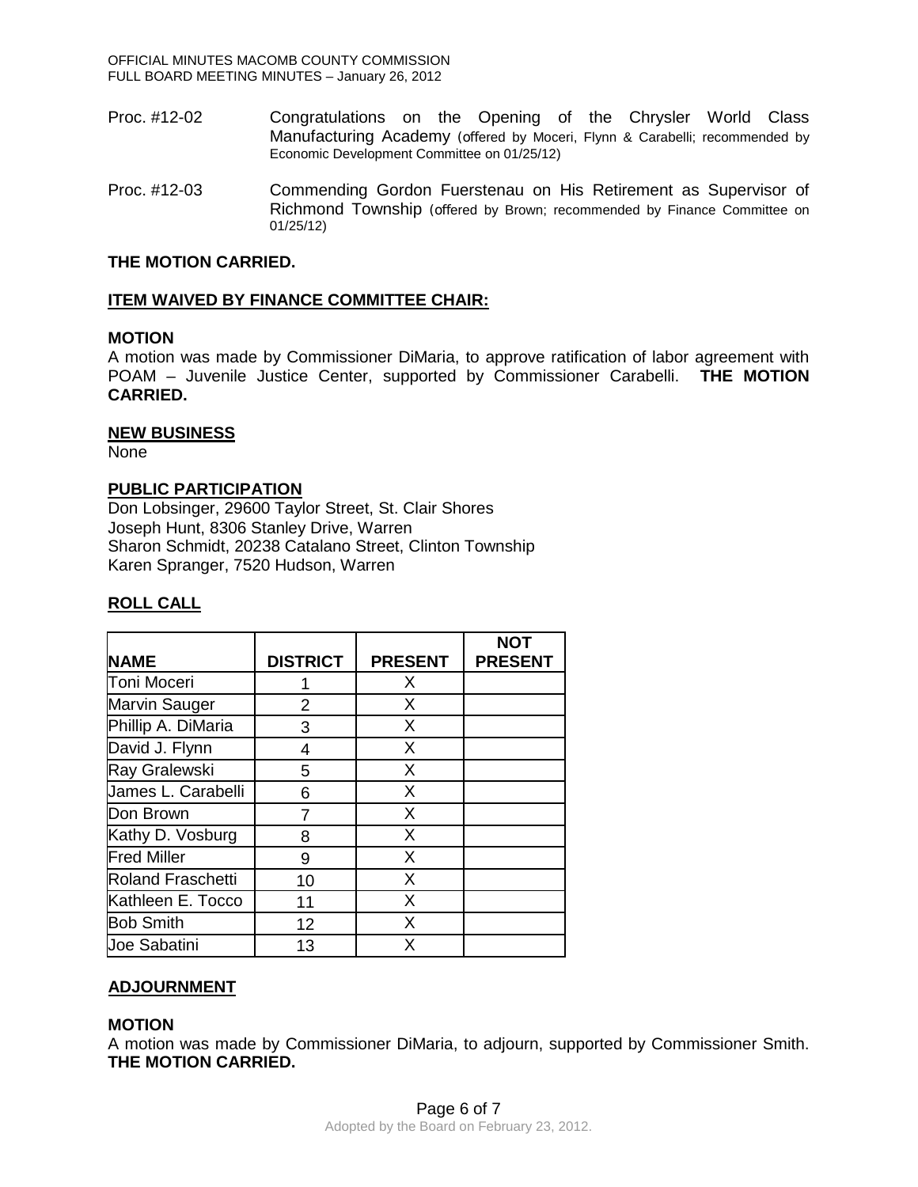Proc. #12-02 Congratulations on the Opening of the Chrysler World Class Manufacturing Academy (offered by Moceri, Flynn & Carabelli; recommended by Economic Development Committee on 01/25/12)

Proc. #12-03 Commending Gordon Fuerstenau on His Retirement as Supervisor of Richmond Township (offered by Brown; recommended by Finance Committee on 01/25/12)

**THE MOTION CARRIED.**

**ITEM WAIVED BY FINANCE COMMITTEE CHAIR:**

**MOTION**

A motion was made by Commissioner DiMaria, to approve ratification of labor agreement with POAM – Juvenile Justice Center, supported by Commissioner Carabelli. **THE MOTION CARRIED.**

**NEW BUSINESS**

None

**PUBLIC PARTICIPATION**

Don Lobsinger, 29600 Taylor Street, St. Clair Shores
Joseph Hunt, 8306 Stanley Drive, Warren
Sharon Schmidt, 20238 Catalano Street, Clinton Township
Karen Spranger, 7520 Hudson, Warren

**ROLL CALL**

| NAME | DISTRICT | PRESENT | NOT PRESENT |
|---|---|---|---|
| Toni Moceri | 1 | X | |
| Marvin Sauger | 2 | X | |
| Phillip A. DiMaria | 3 | X | |
| David J. Flynn | 4 | X | |
| Ray Gralewski | 5 | X | |
| James L. Carabelli | 6 | X | |
| Don Brown | 7 | X | |
| Kathy D. Vosburg | 8 | X | |
| Fred Miller | 9 | X | |
| Roland Fraschetti | 10 | X | |
| Kathleen E. Tocco | 11 | X | |
| Bob Smith | 12 | X | |
| Joe Sabatini | 13 | X | |

**ADJOURNMENT**

**MOTION**

A motion was made by Commissioner DiMaria, to adjourn, supported by Commissioner Smith. **THE MOTION CARRIED.**

Adopted by the Board on February 23, 2012.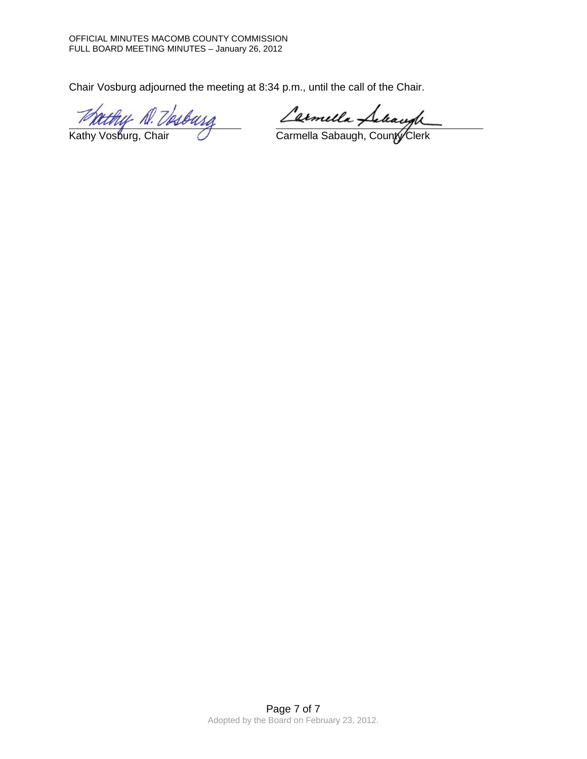Chair Vosburg adjourned the meeting at 8:34 p.m., until the call of the Chair.

Kathy Vosburg, Chair

Carmella Sabaugh, County Clerk

Adopted by the Board on February 23, 2012.